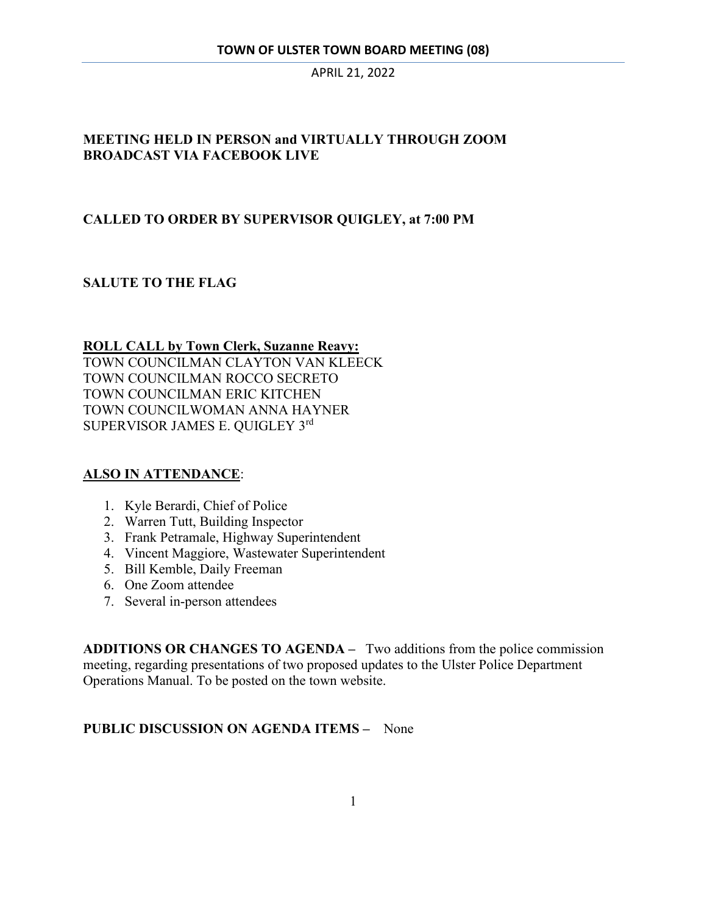# TOWN OF ULSTER TOWN BOARD MEETING (08)

APRIL 21, 2022

**MEETING HELD IN PERSON and VIRTUALLY THROUGH ZOOM BROADCAST VIA FACEBOOK LIVE**

**CALLED TO ORDER BY SUPERVISOR QUIGLEY, at 7:00 PM**

**SALUTE TO THE FLAG**

**ROLL CALL by Town Clerk, Suzanne Reavy:**

TOWN COUNCILMAN CLAYTON VAN KLEECK
TOWN COUNCILMAN ROCCO SECRETO
TOWN COUNCILMAN ERIC KITCHEN
TOWN COUNCILWOMAN ANNA HAYNER
SUPERVISOR JAMES E. QUIGLEY 3rd

**ALSO IN ATTENDANCE**:

1. Kyle Berardi, Chief of Police
2. Warren Tutt, Building Inspector
3. Frank Petramale, Highway Superintendent
4. Vincent Maggiore, Wastewater Superintendent
5. Bill Kemble, Daily Freeman
6. One Zoom attendee
7. Several in-person attendees

**ADDITIONS OR CHANGES TO AGENDA –** Two additions from the police commission meeting, regarding presentations of two proposed updates to the Ulster Police Department Operations Manual. To be posted on the town website.

**PUBLIC DISCUSSION ON AGENDA ITEMS –** None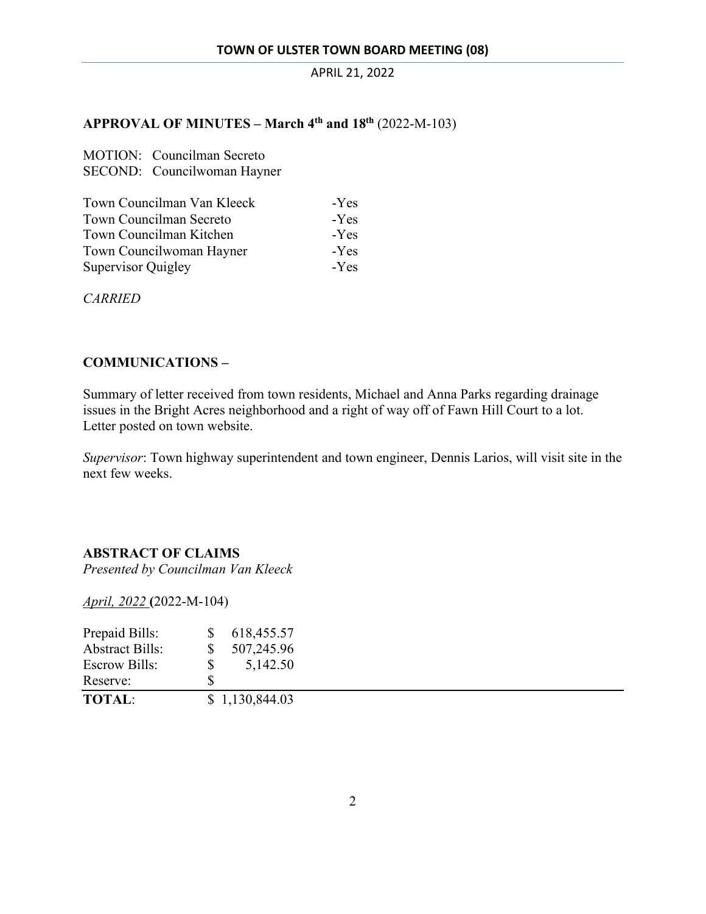## APPROVAL OF MINUTES – March 4th and 18th (2022-M-103)

MOTION: Councilman Secreto
SECOND: Councilwoman Hayner

| | |
|---|---|
| Town Councilman Van Kleeck | -Yes |
| Town Councilman Secreto | -Yes |
| Town Councilman Kitchen | -Yes |
| Town Councilwoman Hayner | -Yes |
| Supervisor Quigley | -Yes |

*CARRIED*

## COMMUNICATIONS –

Summary of letter received from town residents, Michael and Anna Parks regarding drainage issues in the Bright Acres neighborhood and a right of way off of Fawn Hill Court to a lot. Letter posted on town website.

*Supervisor*: Town highway superintendent and town engineer, Dennis Larios, will visit site in the next few weeks.

## ABSTRACT OF CLAIMS

*Presented by Councilman Van Kleeck*

*April, 2022* **(**2022-M-104)

| | |
|---|---|
| Prepaid Bills: | $ 618,455.57 |
| Abstract Bills: | $ 507,245.96 |
| Escrow Bills: | $ 5,142.50 |
| Reserve: | $ |
| **TOTAL**: | $ 1,130,844.03 |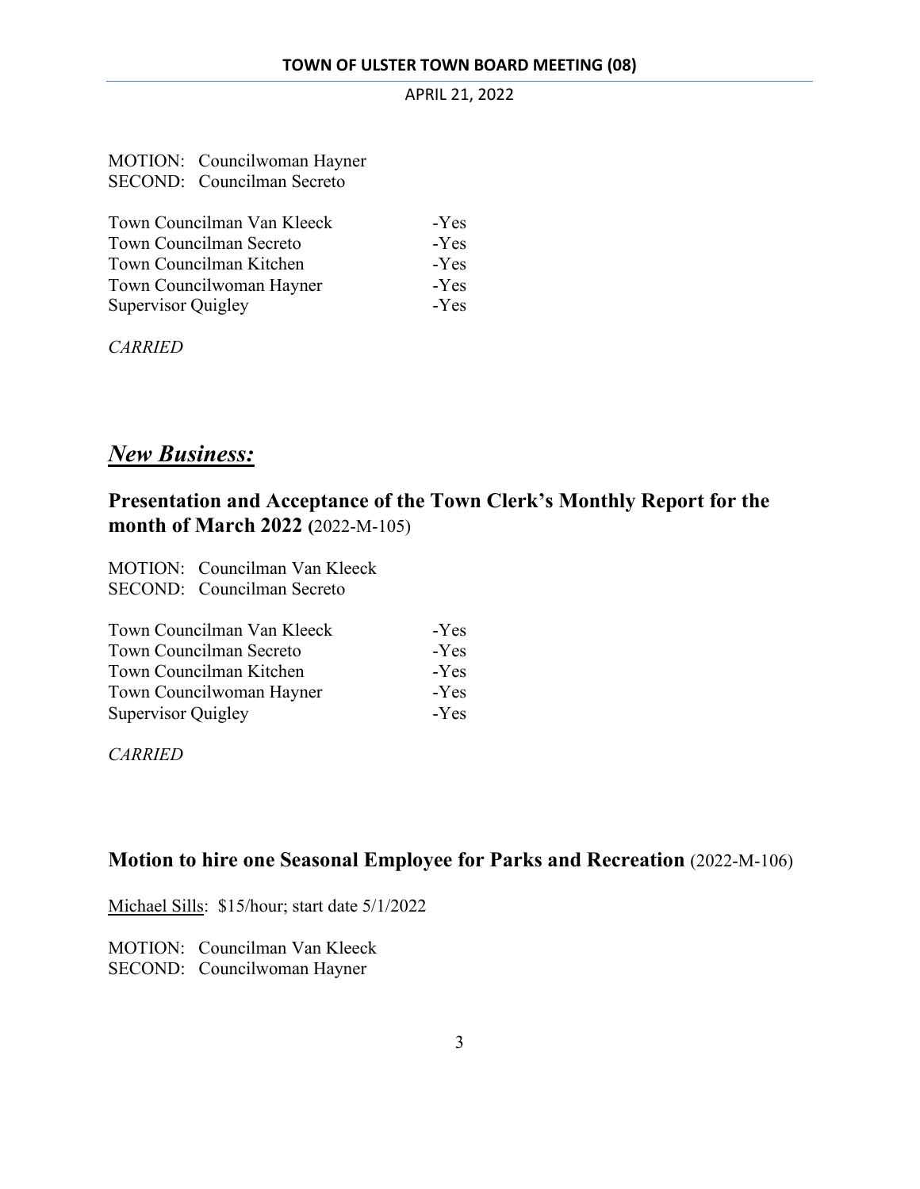MOTION: Councilwoman Hayner
SECOND: Councilman Secreto

| | |
|---|---|
| Town Councilman Van Kleeck | -Yes |
| Town Councilman Secreto | -Yes |
| Town Councilman Kitchen | -Yes |
| Town Councilwoman Hayner | -Yes |
| Supervisor Quigley | -Yes |

*CARRIED*

## ***New Business:***

### **Presentation and Acceptance of the Town Clerk's Monthly Report for the month of March 2022 (**2022-M-105)

MOTION: Councilman Van Kleeck
SECOND: Councilman Secreto

| | |
|---|---|
| Town Councilman Van Kleeck | -Yes |
| Town Councilman Secreto | -Yes |
| Town Councilman Kitchen | -Yes |
| Town Councilwoman Hayner | -Yes |
| Supervisor Quigley | -Yes |

*CARRIED*

### **Motion to hire one Seasonal Employee for Parks and Recreation** (2022-M-106)

Michael Sills: $15/hour; start date 5/1/2022

MOTION: Councilman Van Kleeck
SECOND: Councilwoman Hayner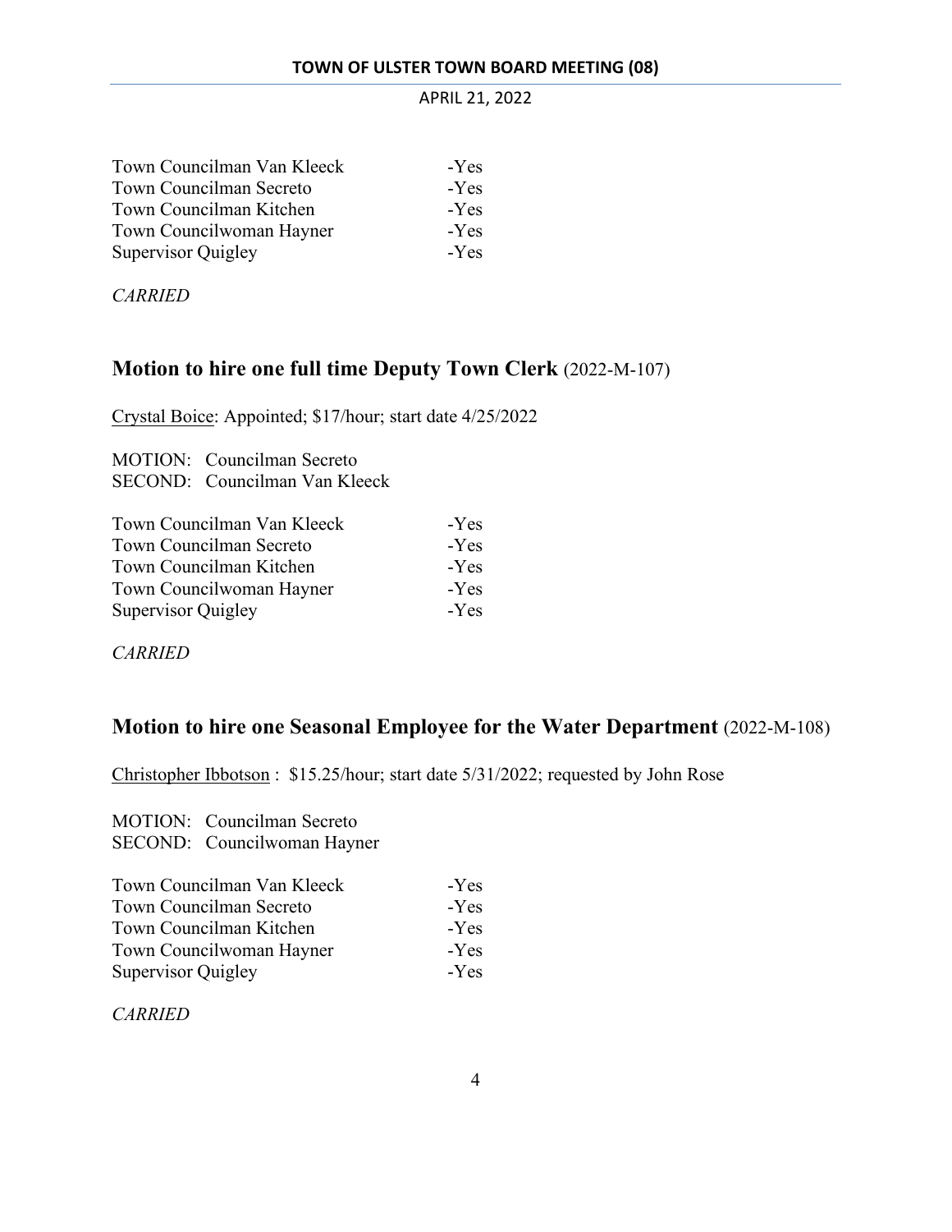| | |
|---|---|
| Town Councilman Van Kleeck | -Yes |
| Town Councilman Secreto | -Yes |
| Town Councilman Kitchen | -Yes |
| Town Councilwoman Hayner | -Yes |
| Supervisor Quigley | -Yes |

*CARRIED*

## **Motion to hire one full time Deputy Town Clerk** (2022-M-107)

Crystal Boice: Appointed; $17/hour; start date 4/25/2022

MOTION: Councilman Secreto
SECOND: Councilman Van Kleeck

| | |
|---|---|
| Town Councilman Van Kleeck | -Yes |
| Town Councilman Secreto | -Yes |
| Town Councilman Kitchen | -Yes |
| Town Councilwoman Hayner | -Yes |
| Supervisor Quigley | -Yes |

*CARRIED*

## **Motion to hire one Seasonal Employee for the Water Department** (2022-M-108)

Christopher Ibbotson : $15.25/hour; start date 5/31/2022; requested by John Rose

MOTION: Councilman Secreto
SECOND: Councilwoman Hayner

| | |
|---|---|
| Town Councilman Van Kleeck | -Yes |
| Town Councilman Secreto | -Yes |
| Town Councilman Kitchen | -Yes |
| Town Councilwoman Hayner | -Yes |
| Supervisor Quigley | -Yes |

*CARRIED*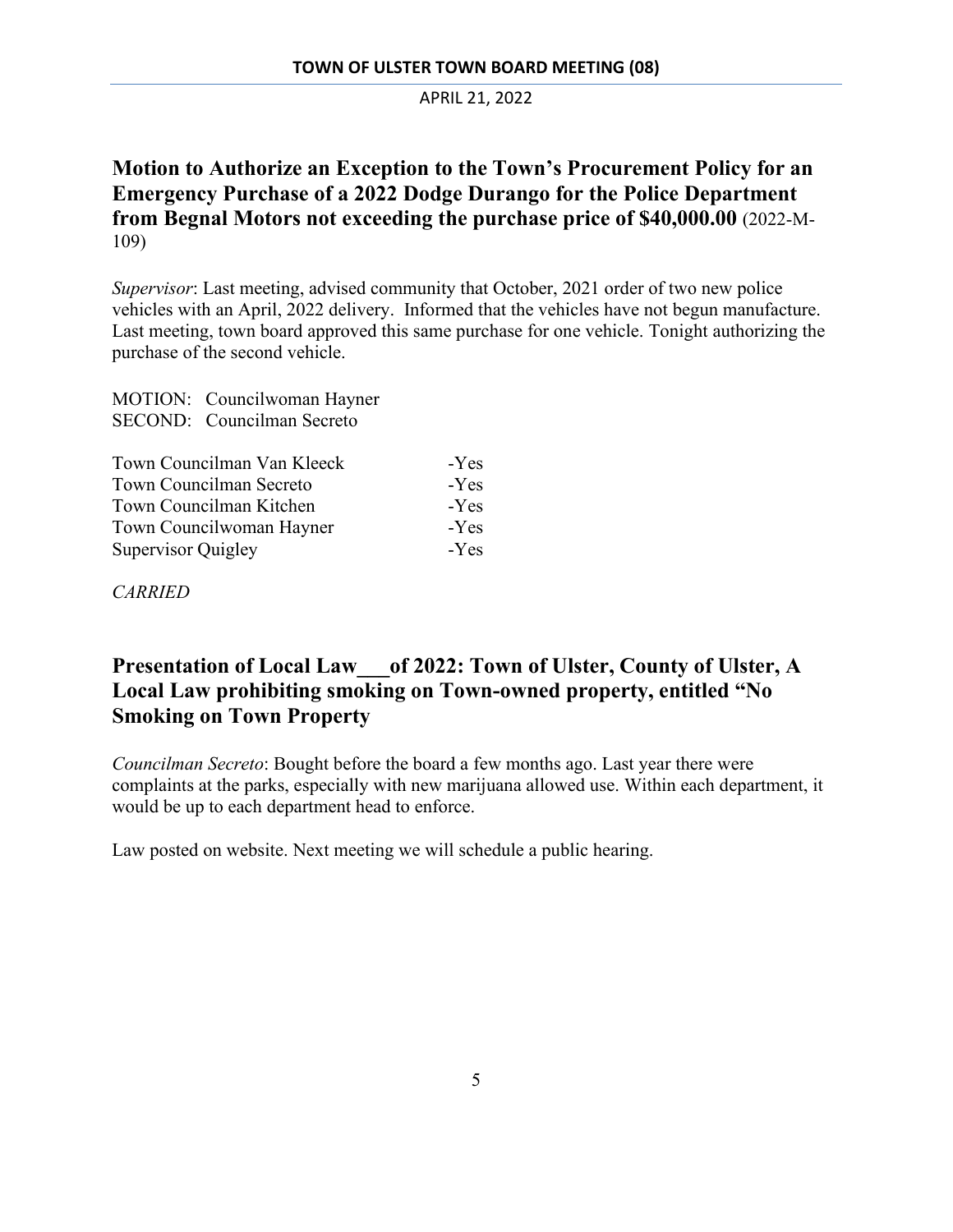## Motion to Authorize an Exception to the Town's Procurement Policy for an Emergency Purchase of a 2022 Dodge Durango for the Police Department from Begnal Motors not exceeding the purchase price of $40,000.00 (2022-M-109)

*Supervisor*: Last meeting, advised community that October, 2021 order of two new police vehicles with an April, 2022 delivery. Informed that the vehicles have not begun manufacture. Last meeting, town board approved this same purchase for one vehicle. Tonight authorizing the purchase of the second vehicle.

MOTION: Councilwoman Hayner
SECOND: Councilman Secreto

| | |
|---|---|
| Town Councilman Van Kleeck | -Yes |
| Town Councilman Secreto | -Yes |
| Town Councilman Kitchen | -Yes |
| Town Councilwoman Hayner | -Yes |
| Supervisor Quigley | -Yes |

*CARRIED*

## Presentation of Local Law___of 2022: Town of Ulster, County of Ulster, A Local Law prohibiting smoking on Town-owned property, entitled "No Smoking on Town Property

*Councilman Secreto*: Bought before the board a few months ago. Last year there were complaints at the parks, especially with new marijuana allowed use. Within each department, it would be up to each department head to enforce.

Law posted on website. Next meeting we will schedule a public hearing.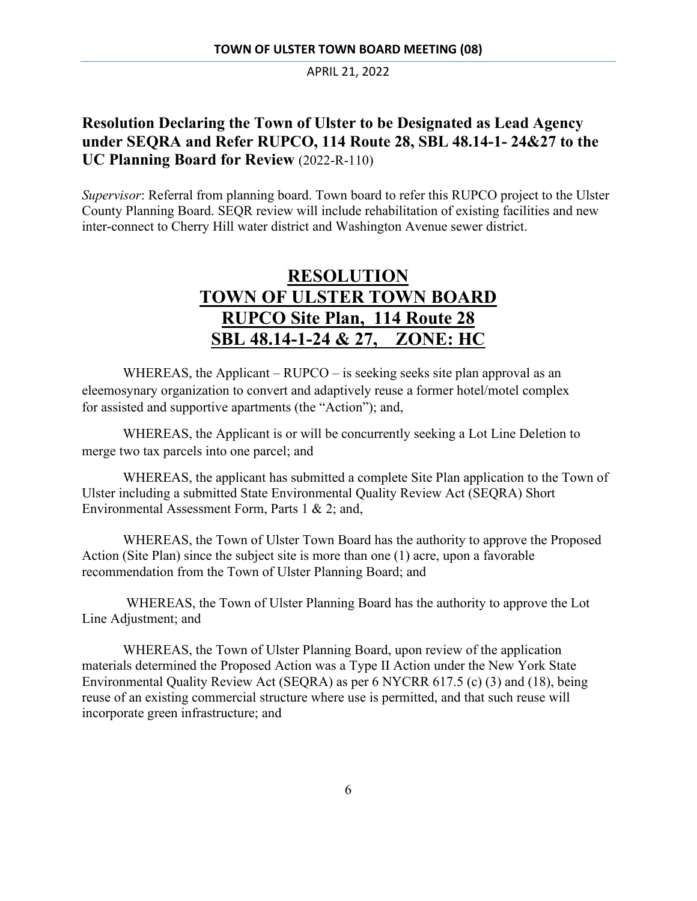**Resolution Declaring the Town of Ulster to be Designated as Lead Agency under SEQRA and Refer RUPCO, 114 Route 28, SBL 48.14-1- 24&27 to the UC Planning Board for Review** (2022-R-110)

*Supervisor*: Referral from planning board. Town board to refer this RUPCO project to the Ulster County Planning Board. SEQR review will include rehabilitation of existing facilities and new inter-connect to Cherry Hill water district and Washington Avenue sewer district.

# RESOLUTION
# TOWN OF ULSTER TOWN BOARD
# RUPCO Site Plan, 114 Route 28
# SBL 48.14-1-24 & 27, ZONE: HC

WHEREAS, the Applicant – RUPCO – is seeking seeks site plan approval as an eleemosynary organization to convert and adaptively reuse a former hotel/motel complex for assisted and supportive apartments (the "Action"); and,

WHEREAS, the Applicant is or will be concurrently seeking a Lot Line Deletion to merge two tax parcels into one parcel; and

WHEREAS, the applicant has submitted a complete Site Plan application to the Town of Ulster including a submitted State Environmental Quality Review Act (SEQRA) Short Environmental Assessment Form, Parts 1 & 2; and,

WHEREAS, the Town of Ulster Town Board has the authority to approve the Proposed Action (Site Plan) since the subject site is more than one (1) acre, upon a favorable recommendation from the Town of Ulster Planning Board; and

WHEREAS, the Town of Ulster Planning Board has the authority to approve the Lot Line Adjustment; and

WHEREAS, the Town of Ulster Planning Board, upon review of the application materials determined the Proposed Action was a Type II Action under the New York State Environmental Quality Review Act (SEQRA) as per 6 NYCRR 617.5 (c) (3) and (18), being reuse of an existing commercial structure where use is permitted, and that such reuse will incorporate green infrastructure; and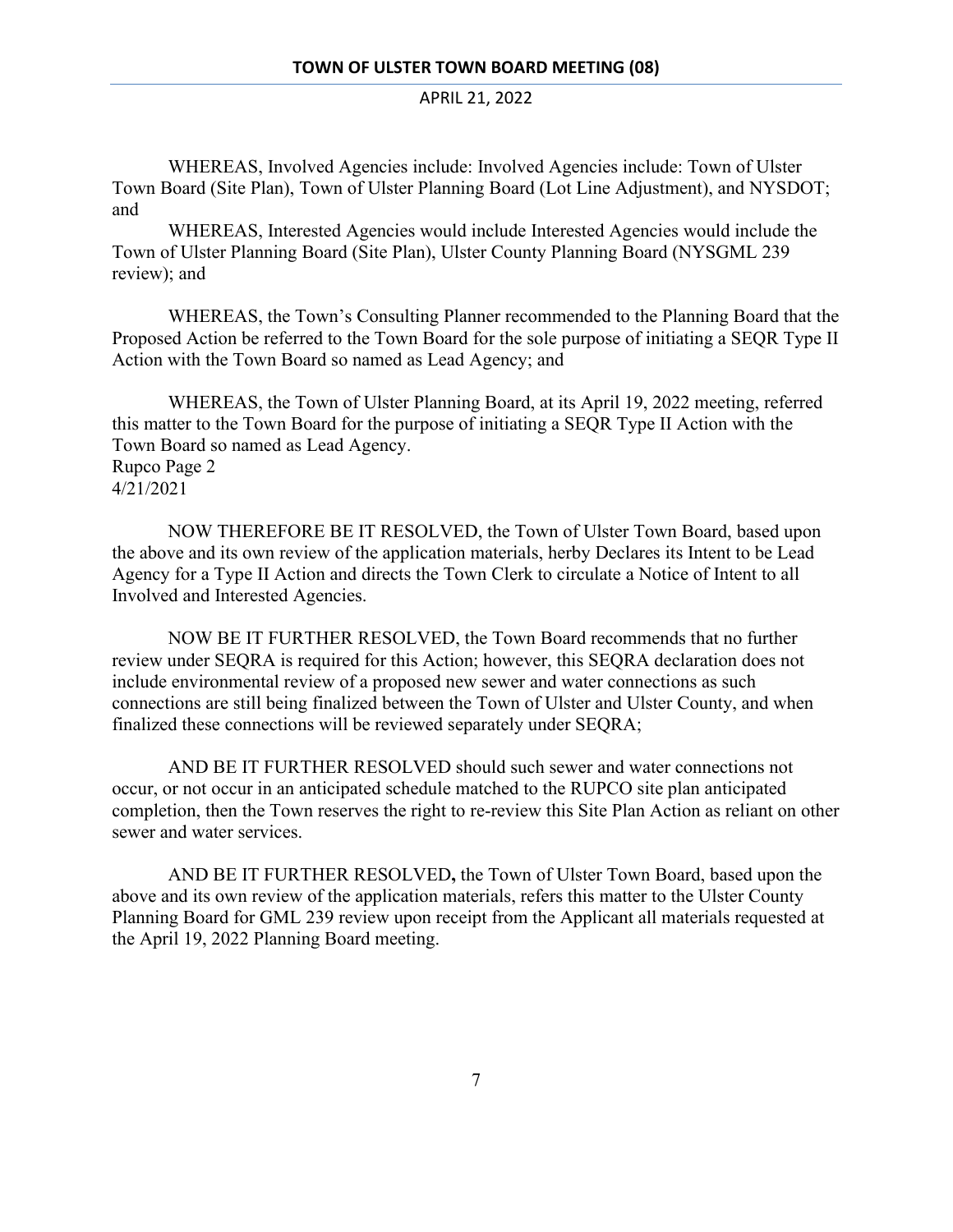WHEREAS, Involved Agencies include: Involved Agencies include: Town of Ulster Town Board (Site Plan), Town of Ulster Planning Board (Lot Line Adjustment), and NYSDOT; and

WHEREAS, Interested Agencies would include Interested Agencies would include the Town of Ulster Planning Board (Site Plan), Ulster County Planning Board (NYSGML 239 review); and

WHEREAS, the Town's Consulting Planner recommended to the Planning Board that the Proposed Action be referred to the Town Board for the sole purpose of initiating a SEQR Type II Action with the Town Board so named as Lead Agency; and

WHEREAS, the Town of Ulster Planning Board, at its April 19, 2022 meeting, referred this matter to the Town Board for the purpose of initiating a SEQR Type II Action with the Town Board so named as Lead Agency.
Rupco Page 2
4/21/2021

NOW THEREFORE BE IT RESOLVED, the Town of Ulster Town Board, based upon the above and its own review of the application materials, herby Declares its Intent to be Lead Agency for a Type II Action and directs the Town Clerk to circulate a Notice of Intent to all Involved and Interested Agencies.

NOW BE IT FURTHER RESOLVED, the Town Board recommends that no further review under SEQRA is required for this Action; however, this SEQRA declaration does not include environmental review of a proposed new sewer and water connections as such connections are still being finalized between the Town of Ulster and Ulster County, and when finalized these connections will be reviewed separately under SEQRA;

AND BE IT FURTHER RESOLVED should such sewer and water connections not occur, or not occur in an anticipated schedule matched to the RUPCO site plan anticipated completion, then the Town reserves the right to re-review this Site Plan Action as reliant on other sewer and water services.

AND BE IT FURTHER RESOLVED**,** the Town of Ulster Town Board, based upon the above and its own review of the application materials, refers this matter to the Ulster County Planning Board for GML 239 review upon receipt from the Applicant all materials requested at the April 19, 2022 Planning Board meeting.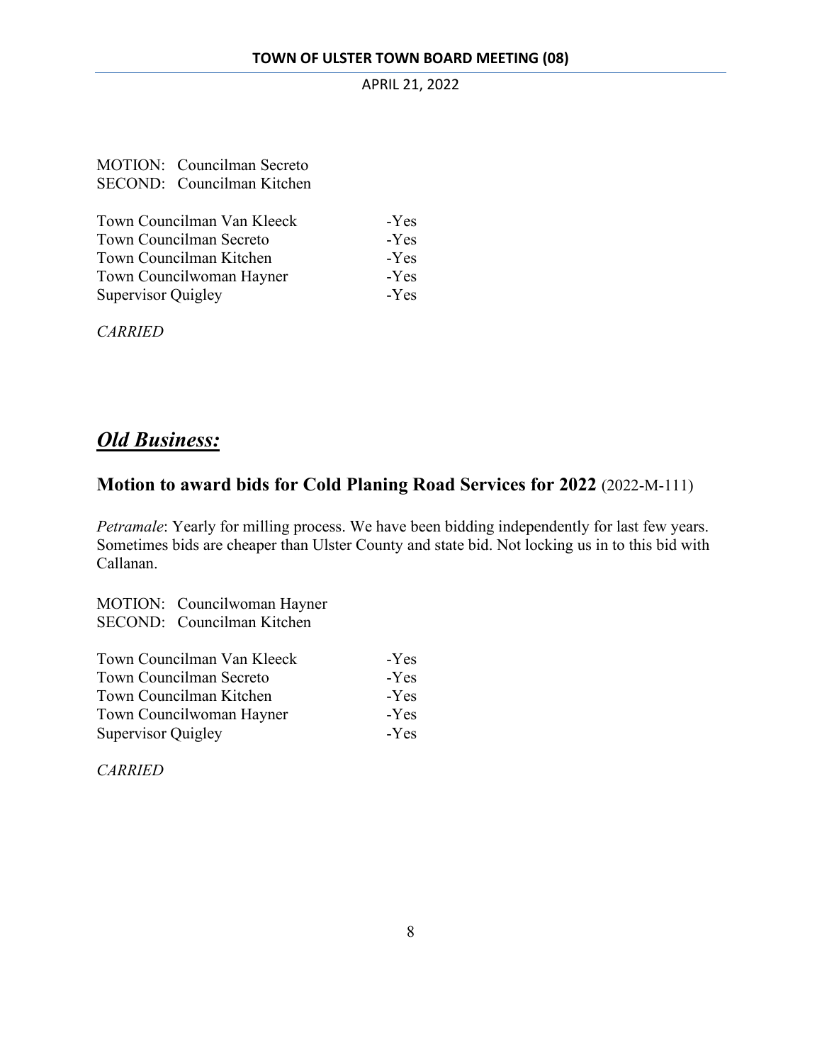MOTION: Councilman Secreto
SECOND: Councilman Kitchen

| | |
|---|---|
| Town Councilman Van Kleeck | -Yes |
| Town Councilman Secreto | -Yes |
| Town Councilman Kitchen | -Yes |
| Town Councilwoman Hayner | -Yes |
| Supervisor Quigley | -Yes |

*CARRIED*

# ***Old Business:***

## **Motion to award bids for Cold Planing Road Services for 2022** (2022-M-111)

*Petramale*: Yearly for milling process. We have been bidding independently for last few years. Sometimes bids are cheaper than Ulster County and state bid. Not locking us in to this bid with Callanan.

MOTION: Councilwoman Hayner
SECOND: Councilman Kitchen

| | |
|---|---|
| Town Councilman Van Kleeck | -Yes |
| Town Councilman Secreto | -Yes |
| Town Councilman Kitchen | -Yes |
| Town Councilwoman Hayner | -Yes |
| Supervisor Quigley | -Yes |

*CARRIED*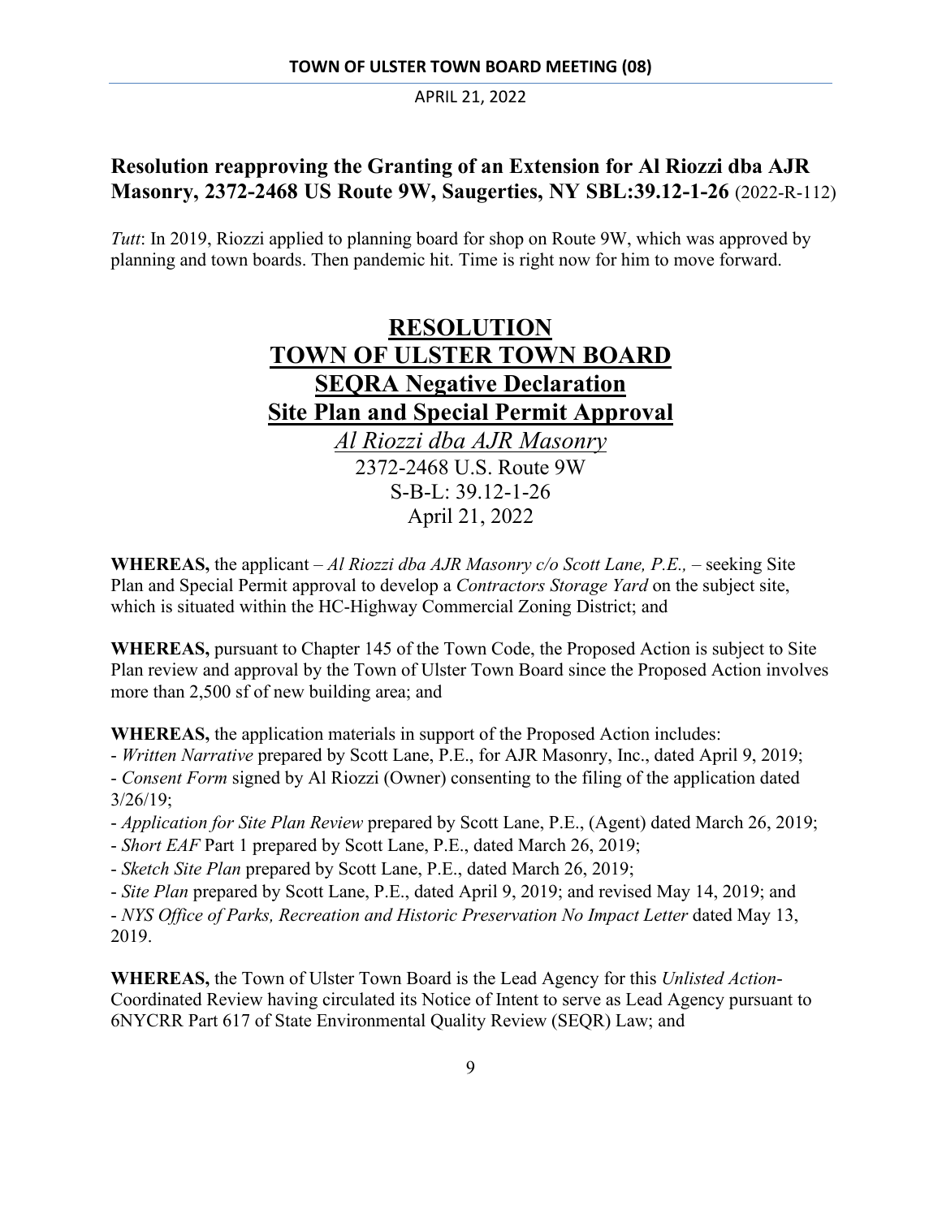## Resolution reapproving the Granting of an Extension for Al Riozzi dba AJR Masonry, 2372-2468 US Route 9W, Saugerties, NY SBL:39.12-1-26 (2022-R-112)

*Tutt*: In 2019, Riozzi applied to planning board for shop on Route 9W, which was approved by planning and town boards. Then pandemic hit. Time is right now for him to move forward.

# RESOLUTION
# TOWN OF ULSTER TOWN BOARD
# SEQRA Negative Declaration
# Site Plan and Special Permit Approval

*Al Riozzi dba AJR Masonry*
2372-2468 U.S. Route 9W
S-B-L: 39.12-1-26
April 21, 2022

**WHEREAS,** the applicant – *Al Riozzi dba AJR Masonry c/o Scott Lane, P.E.,* – seeking Site Plan and Special Permit approval to develop a *Contractors Storage Yard* on the subject site, which is situated within the HC-Highway Commercial Zoning District; and

**WHEREAS,** pursuant to Chapter 145 of the Town Code, the Proposed Action is subject to Site Plan review and approval by the Town of Ulster Town Board since the Proposed Action involves more than 2,500 sf of new building area; and

**WHEREAS,** the application materials in support of the Proposed Action includes:

- *Written Narrative* prepared by Scott Lane, P.E., for AJR Masonry, Inc., dated April 9, 2019;
- *Consent Form* signed by Al Riozzi (Owner) consenting to the filing of the application dated 3/26/19;
- *Application for Site Plan Review* prepared by Scott Lane, P.E., (Agent) dated March 26, 2019;
- *Short EAF* Part 1 prepared by Scott Lane, P.E., dated March 26, 2019;
- *Sketch Site Plan* prepared by Scott Lane, P.E., dated March 26, 2019;
- *Site Plan* prepared by Scott Lane, P.E., dated April 9, 2019; and revised May 14, 2019; and
- *NYS Office of Parks, Recreation and Historic Preservation No Impact Letter* dated May 13, 2019.

**WHEREAS,** the Town of Ulster Town Board is the Lead Agency for this *Unlisted Action*-Coordinated Review having circulated its Notice of Intent to serve as Lead Agency pursuant to 6NYCRR Part 617 of State Environmental Quality Review (SEQR) Law; and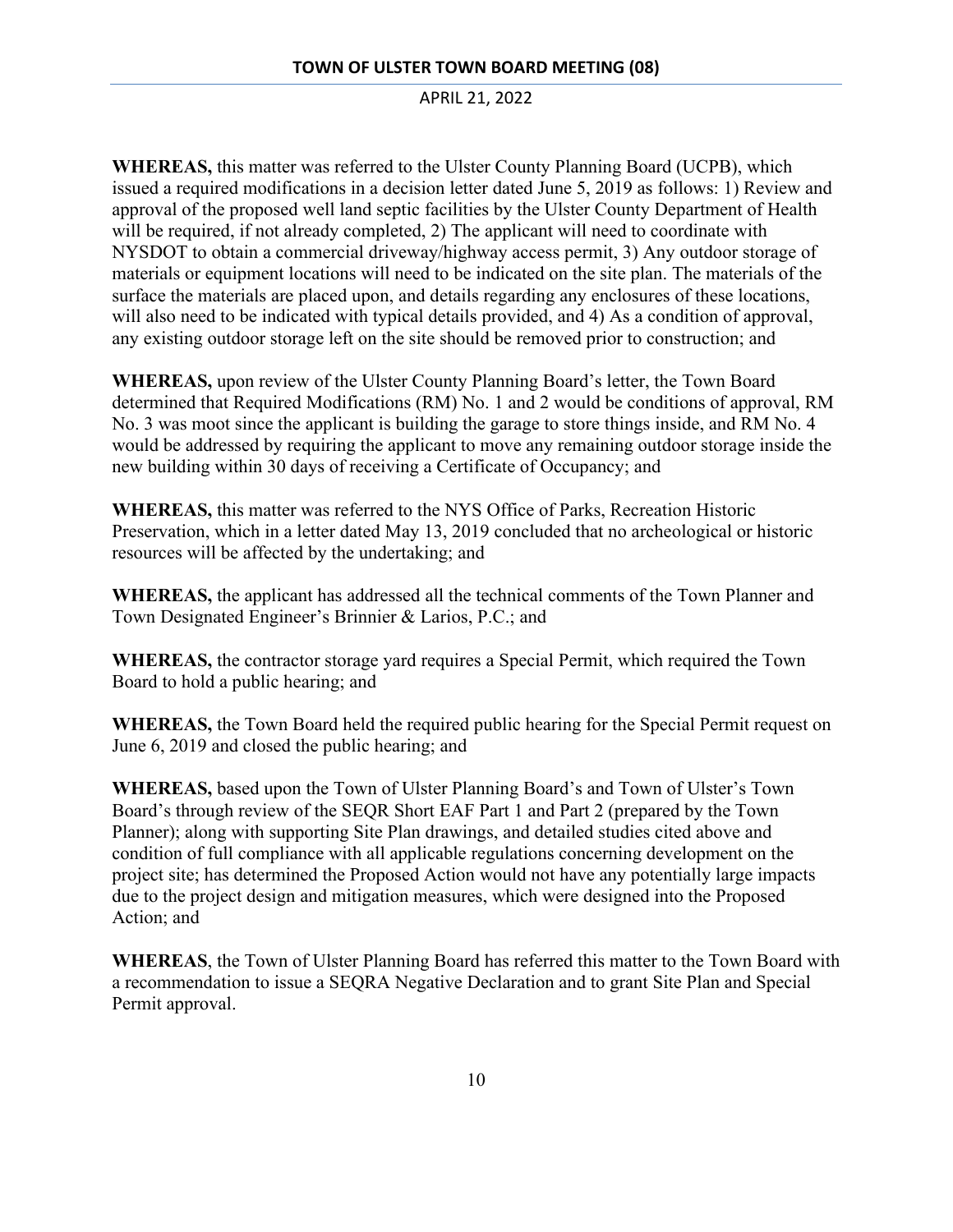**WHEREAS,** this matter was referred to the Ulster County Planning Board (UCPB), which issued a required modifications in a decision letter dated June 5, 2019 as follows: 1) Review and approval of the proposed well land septic facilities by the Ulster County Department of Health will be required, if not already completed, 2) The applicant will need to coordinate with NYSDOT to obtain a commercial driveway/highway access permit, 3) Any outdoor storage of materials or equipment locations will need to be indicated on the site plan. The materials of the surface the materials are placed upon, and details regarding any enclosures of these locations, will also need to be indicated with typical details provided, and 4) As a condition of approval, any existing outdoor storage left on the site should be removed prior to construction; and

**WHEREAS,** upon review of the Ulster County Planning Board's letter, the Town Board determined that Required Modifications (RM) No. 1 and 2 would be conditions of approval, RM No. 3 was moot since the applicant is building the garage to store things inside, and RM No. 4 would be addressed by requiring the applicant to move any remaining outdoor storage inside the new building within 30 days of receiving a Certificate of Occupancy; and

**WHEREAS,** this matter was referred to the NYS Office of Parks, Recreation Historic Preservation, which in a letter dated May 13, 2019 concluded that no archeological or historic resources will be affected by the undertaking; and

**WHEREAS,** the applicant has addressed all the technical comments of the Town Planner and Town Designated Engineer's Brinnier & Larios, P.C.; and

**WHEREAS,** the contractor storage yard requires a Special Permit, which required the Town Board to hold a public hearing; and

**WHEREAS,** the Town Board held the required public hearing for the Special Permit request on June 6, 2019 and closed the public hearing; and

**WHEREAS,** based upon the Town of Ulster Planning Board's and Town of Ulster's Town Board's through review of the SEQR Short EAF Part 1 and Part 2 (prepared by the Town Planner); along with supporting Site Plan drawings, and detailed studies cited above and condition of full compliance with all applicable regulations concerning development on the project site; has determined the Proposed Action would not have any potentially large impacts due to the project design and mitigation measures, which were designed into the Proposed Action; and

**WHEREAS**, the Town of Ulster Planning Board has referred this matter to the Town Board with a recommendation to issue a SEQRA Negative Declaration and to grant Site Plan and Special Permit approval.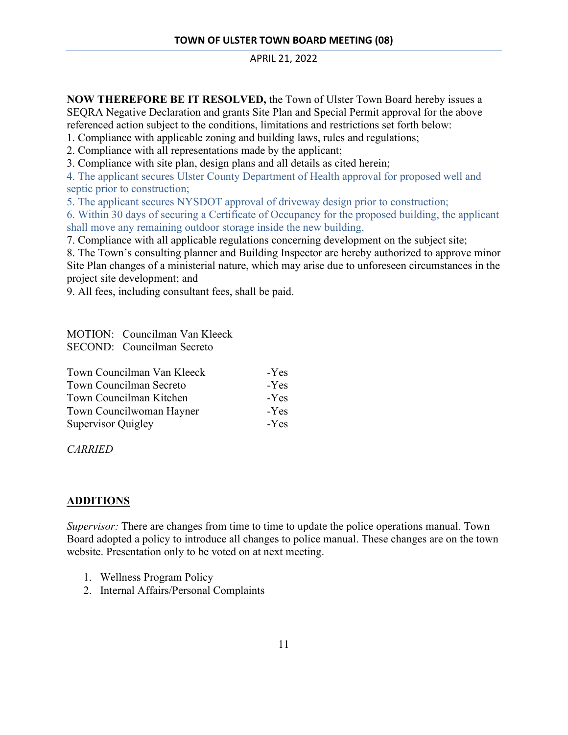**NOW THEREFORE BE IT RESOLVED,** the Town of Ulster Town Board hereby issues a SEQRA Negative Declaration and grants Site Plan and Special Permit approval for the above referenced action subject to the conditions, limitations and restrictions set forth below:

1. Compliance with applicable zoning and building laws, rules and regulations;
2. Compliance with all representations made by the applicant;
3. Compliance with site plan, design plans and all details as cited herein;
4. The applicant secures Ulster County Department of Health approval for proposed well and septic prior to construction;
5. The applicant secures NYSDOT approval of driveway design prior to construction;
6. Within 30 days of securing a Certificate of Occupancy for the proposed building, the applicant shall move any remaining outdoor storage inside the new building,
7. Compliance with all applicable regulations concerning development on the subject site;
8. The Town's consulting planner and Building Inspector are hereby authorized to approve minor Site Plan changes of a ministerial nature, which may arise due to unforeseen circumstances in the project site development; and
9. All fees, including consultant fees, shall be paid.

MOTION: Councilman Van Kleeck
SECOND: Councilman Secreto

| | |
|---|---|
| Town Councilman Van Kleeck | -Yes |
| Town Councilman Secreto | -Yes |
| Town Councilman Kitchen | -Yes |
| Town Councilwoman Hayner | -Yes |
| Supervisor Quigley | -Yes |

*CARRIED*

## ADDITIONS

*Supervisor:* There are changes from time to time to update the police operations manual. Town Board adopted a policy to introduce all changes to police manual. These changes are on the town website. Presentation only to be voted on at next meeting.

1. Wellness Program Policy
2. Internal Affairs/Personal Complaints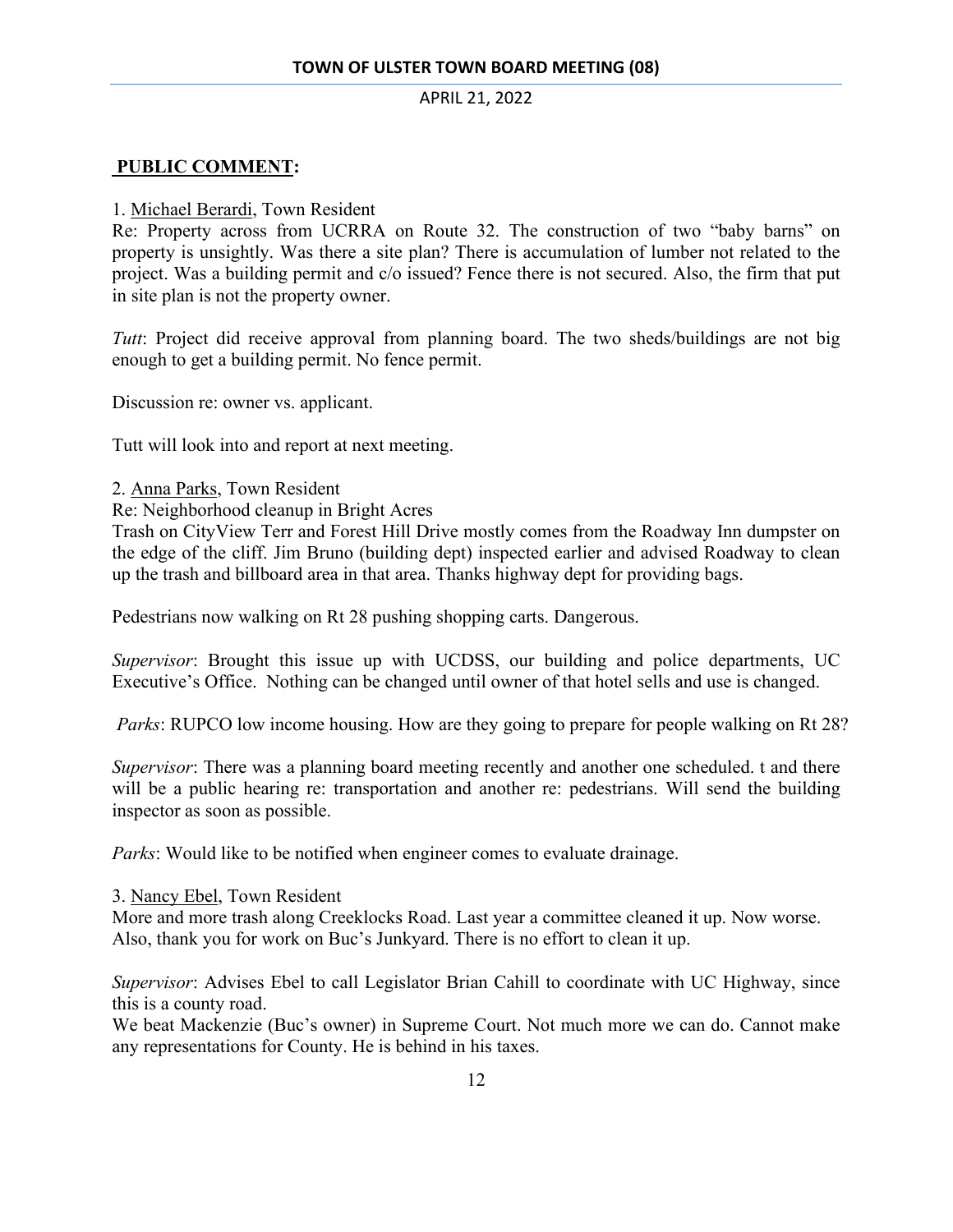**PUBLIC COMMENT:**

1. Michael Berardi, Town Resident

Re: Property across from UCRRA on Route 32. The construction of two "baby barns" on property is unsightly. Was there a site plan? There is accumulation of lumber not related to the project. Was a building permit and c/o issued? Fence there is not secured. Also, the firm that put in site plan is not the property owner.

*Tutt*: Project did receive approval from planning board. The two sheds/buildings are not big enough to get a building permit. No fence permit.

Discussion re: owner vs. applicant.

Tutt will look into and report at next meeting.

2. Anna Parks, Town Resident

Re: Neighborhood cleanup in Bright Acres

Trash on CityView Terr and Forest Hill Drive mostly comes from the Roadway Inn dumpster on the edge of the cliff. Jim Bruno (building dept) inspected earlier and advised Roadway to clean up the trash and billboard area in that area. Thanks highway dept for providing bags.

Pedestrians now walking on Rt 28 pushing shopping carts. Dangerous.

*Supervisor*: Brought this issue up with UCDSS, our building and police departments, UC Executive's Office. Nothing can be changed until owner of that hotel sells and use is changed.

*Parks*: RUPCO low income housing. How are they going to prepare for people walking on Rt 28?

*Supervisor*: There was a planning board meeting recently and another one scheduled. t and there will be a public hearing re: transportation and another re: pedestrians. Will send the building inspector as soon as possible.

*Parks*: Would like to be notified when engineer comes to evaluate drainage.

3. Nancy Ebel, Town Resident

More and more trash along Creeklocks Road. Last year a committee cleaned it up. Now worse. Also, thank you for work on Buc's Junkyard. There is no effort to clean it up.

*Supervisor*: Advises Ebel to call Legislator Brian Cahill to coordinate with UC Highway, since this is a county road.

We beat Mackenzie (Buc's owner) in Supreme Court. Not much more we can do. Cannot make any representations for County. He is behind in his taxes.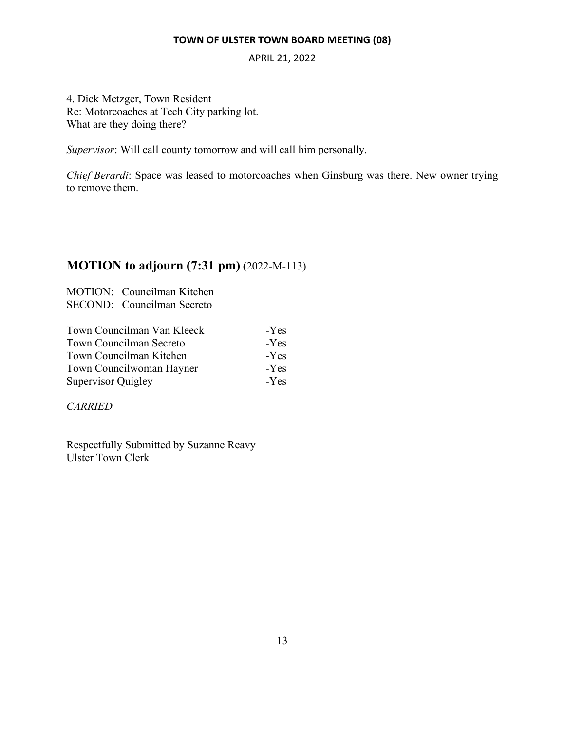4. Dick Metzger, Town Resident
Re: Motorcoaches at Tech City parking lot.
What are they doing there?

*Supervisor*: Will call county tomorrow and will call him personally.

*Chief Berardi*: Space was leased to motorcoaches when Ginsburg was there. New owner trying to remove them.

## **MOTION to adjourn (7:31 pm)** (2022-M-113)

MOTION: Councilman Kitchen
SECOND: Councilman Secreto

| | |
|---|---|
| Town Councilman Van Kleeck | -Yes |
| Town Councilman Secreto | -Yes |
| Town Councilman Kitchen | -Yes |
| Town Councilwoman Hayner | -Yes |
| Supervisor Quigley | -Yes |

*CARRIED*

Respectfully Submitted by Suzanne Reavy
Ulster Town Clerk